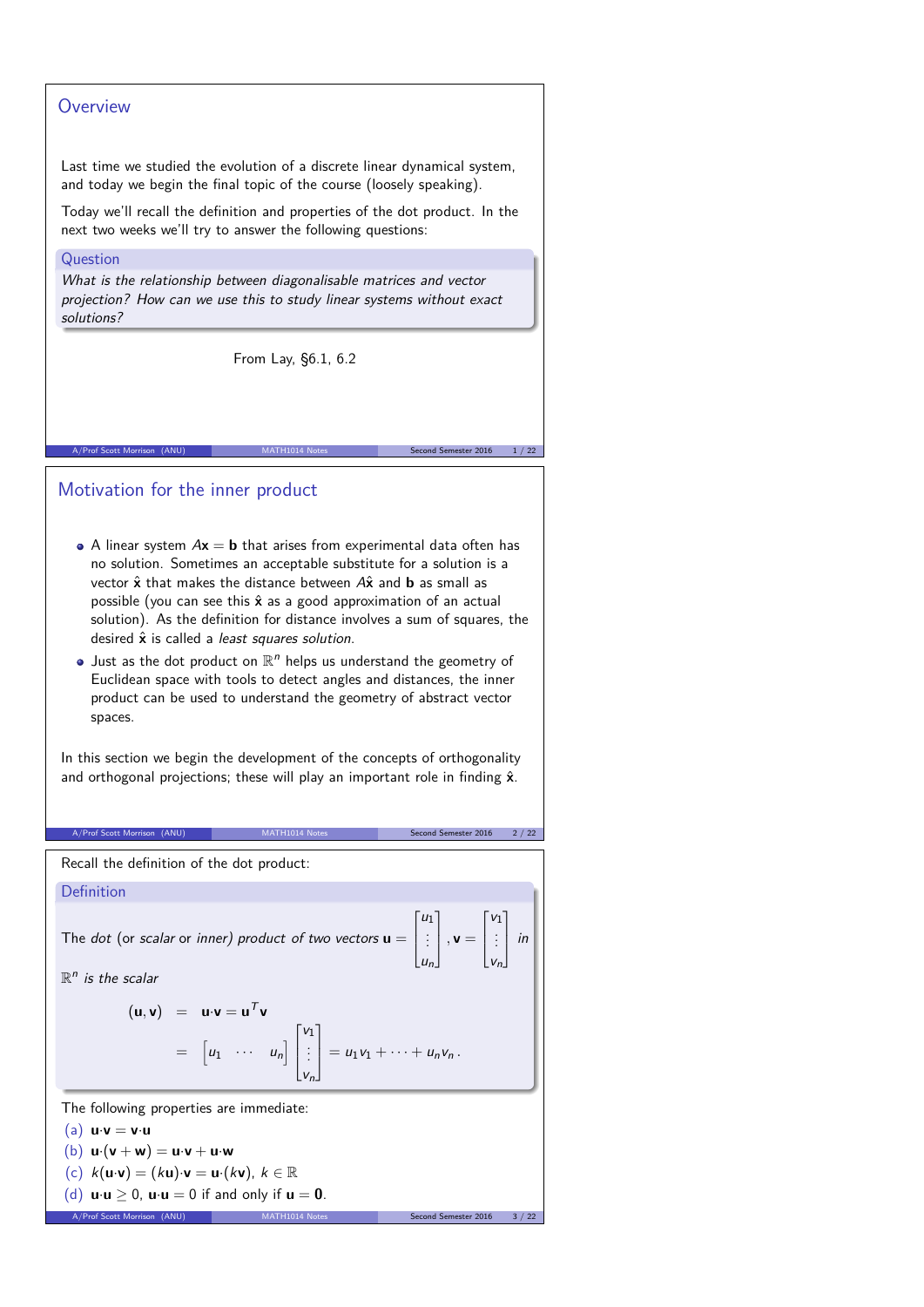## Overview

Last time we studied the evolution of a discrete linear dynamical system, and today we begin the final topic of the course (loosely speaking).

Today we'll recall the definition and properties of the dot product. In the next two weeks we'll try to answer the following questions:

**Question**

*What is the relationship between diagonalisable matrices and vector projection? How can we use this to study linear systems without exact solutions?*

From Lay, §6.1, 6.2

## Motivation for the inner product

- A linear system $A\mathbf{x} = \mathbf{b}$ that arises from experimental data often has no solution. Sometimes an acceptable substitute for a solution is a vector $\hat{\mathbf{x}}$ that makes the distance between $A\hat{\mathbf{x}}$ and $\mathbf{b}$ as small as possible (you can see this $\hat{\mathbf{x}}$ as a good approximation of an actual solution). As the definition for distance involves a sum of squares, the desired $\hat{\mathbf{x}}$ is called a *least squares solution*.
- Just as the dot product on $\mathbb{R}^n$ helps us understand the geometry of Euclidean space with tools to detect angles and distances, the inner product can be used to understand the geometry of abstract vector spaces.

In this section we begin the development of the concepts of orthogonality and orthogonal projections; these will play an important role in finding $\hat{\mathbf{x}}$.

Recall the definition of the dot product:

**Definition**

*The dot (or scalar or inner) product of two vectors* $\mathbf{u} = \begin{bmatrix} u_1 \\ \vdots \\ u_n \end{bmatrix}, \mathbf{v} = \begin{bmatrix} v_1 \\ \vdots \\ v_n \end{bmatrix}$ *in* $\mathbb{R}^n$ *is the scalar*

$$
\begin{aligned}
(\mathbf{u}, \mathbf{v}) &= \mathbf{u}\cdot\mathbf{v} = \mathbf{u}^T\mathbf{v} \\
&= \begin{bmatrix} u_1 & \cdots & u_n \end{bmatrix} \begin{bmatrix} v_1 \\ \vdots \\ v_n \end{bmatrix} = u_1v_1 + \cdots + u_nv_n\,.
\end{aligned}
$$

The following properties are immediate:

(a) $\mathbf{u}\cdot\mathbf{v} = \mathbf{v}\cdot\mathbf{u}$

(b) $\mathbf{u}\cdot(\mathbf{v}+\mathbf{w}) = \mathbf{u}\cdot\mathbf{v} + \mathbf{u}\cdot\mathbf{w}$

(c) $k(\mathbf{u}\cdot\mathbf{v}) = (k\mathbf{u})\cdot\mathbf{v} = \mathbf{u}\cdot(k\mathbf{v})$, $k \in \mathbb{R}$

(d) $\mathbf{u}\cdot\mathbf{u} \geq 0$, $\mathbf{u}\cdot\mathbf{u} = 0$ if and only if $\mathbf{u} = \mathbf{0}$.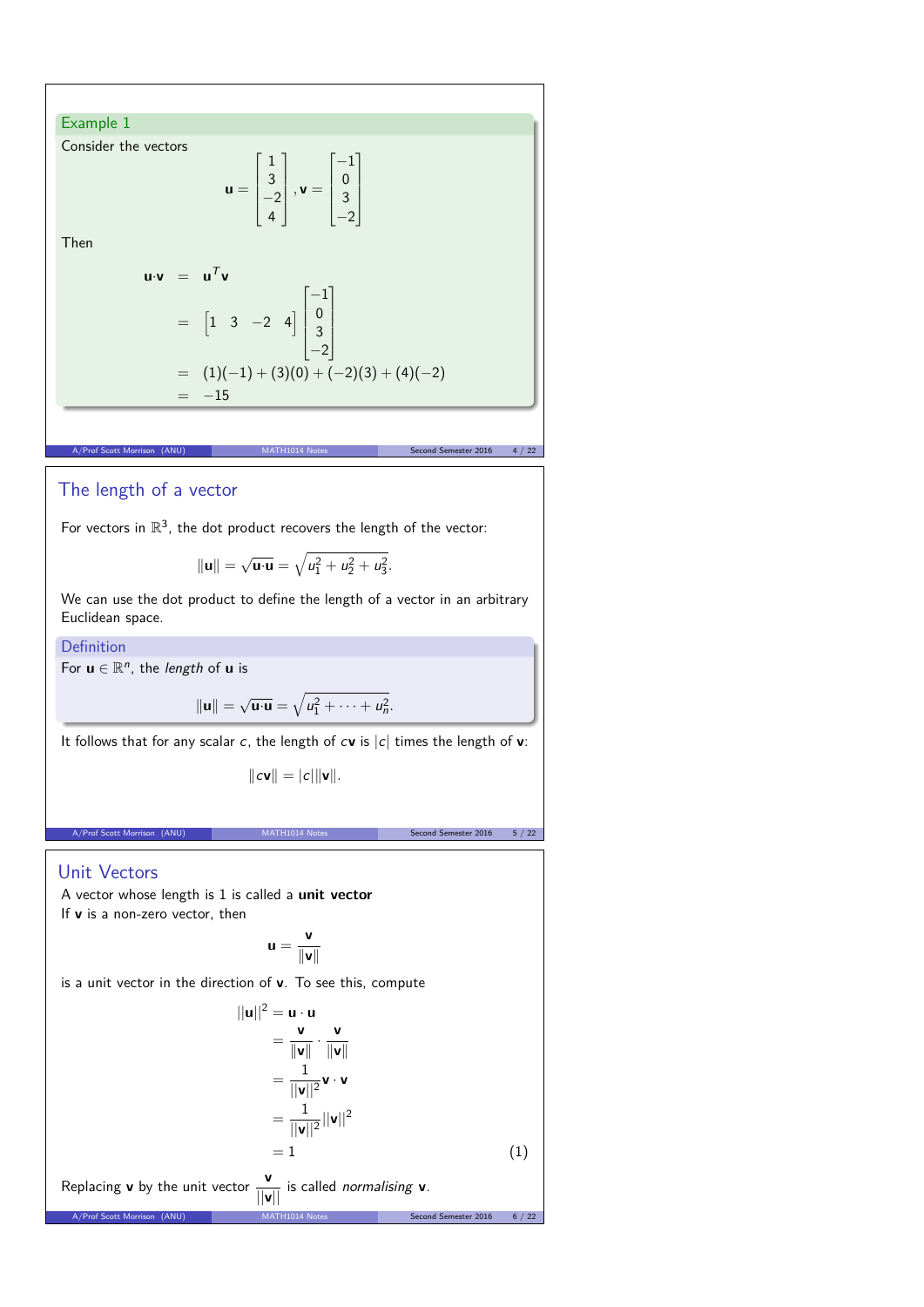### Example 1

Consider the vectors

$$\mathbf{u} = \begin{bmatrix} 1 \\ 3 \\ -2 \\ 4 \end{bmatrix}, \mathbf{v} = \begin{bmatrix} -1 \\ 0 \\ 3 \\ -2 \end{bmatrix}$$

Then

$$\begin{aligned} \mathbf{u} \cdot \mathbf{v} &= \mathbf{u}^T \mathbf{v} \\ &= \begin{bmatrix} 1 & 3 & -2 & 4 \end{bmatrix} \begin{bmatrix} -1 \\ 0 \\ 3 \\ -2 \end{bmatrix} \\ &= (1)(-1) + (3)(0) + (-2)(3) + (4)(-2) \\ &= -15 \end{aligned}$$

## The length of a vector

For vectors in $\mathbb{R}^3$, the dot product recovers the length of the vector:

$$\|\mathbf{u}\| = \sqrt{\mathbf{u} \cdot \mathbf{u}} = \sqrt{u_1^2 + u_2^2 + u_3^2}.$$

We can use the dot product to define the length of a vector in an arbitrary Euclidean space.

### Definition

For $\mathbf{u} \in \mathbb{R}^n$, the *length* of $\mathbf{u}$ is

$$\|\mathbf{u}\| = \sqrt{\mathbf{u} \cdot \mathbf{u}} = \sqrt{u_1^2 + \cdots + u_n^2}.$$

It follows that for any scalar $c$, the length of $c\mathbf{v}$ is $|c|$ times the length of $\mathbf{v}$:

$$\|c\mathbf{v}\| = |c|\|\mathbf{v}\|.$$

## Unit Vectors

A vector whose length is 1 is called a **unit vector**

If $\mathbf{v}$ is a non-zero vector, then

$$\mathbf{u} = \frac{\mathbf{v}}{\|\mathbf{v}\|}$$

is a unit vector in the direction of $\mathbf{v}$. To see this, compute

$$\begin{aligned} ||\mathbf{u}||^2 &= \mathbf{u} \cdot \mathbf{u} \\ &= \frac{\mathbf{v}}{\|\mathbf{v}\|} \cdot \frac{\mathbf{v}}{\|\mathbf{v}\|} \\ &= \frac{1}{||\mathbf{v}||^2} \mathbf{v} \cdot \mathbf{v} \\ &= \frac{1}{||\mathbf{v}||^2} ||\mathbf{v}||^2 \\ &= 1 \end{aligned} \tag{1}$$

Replacing $\mathbf{v}$ by the unit vector $\dfrac{\mathbf{v}}{||\mathbf{v}||}$ is called *normalising* $\mathbf{v}$.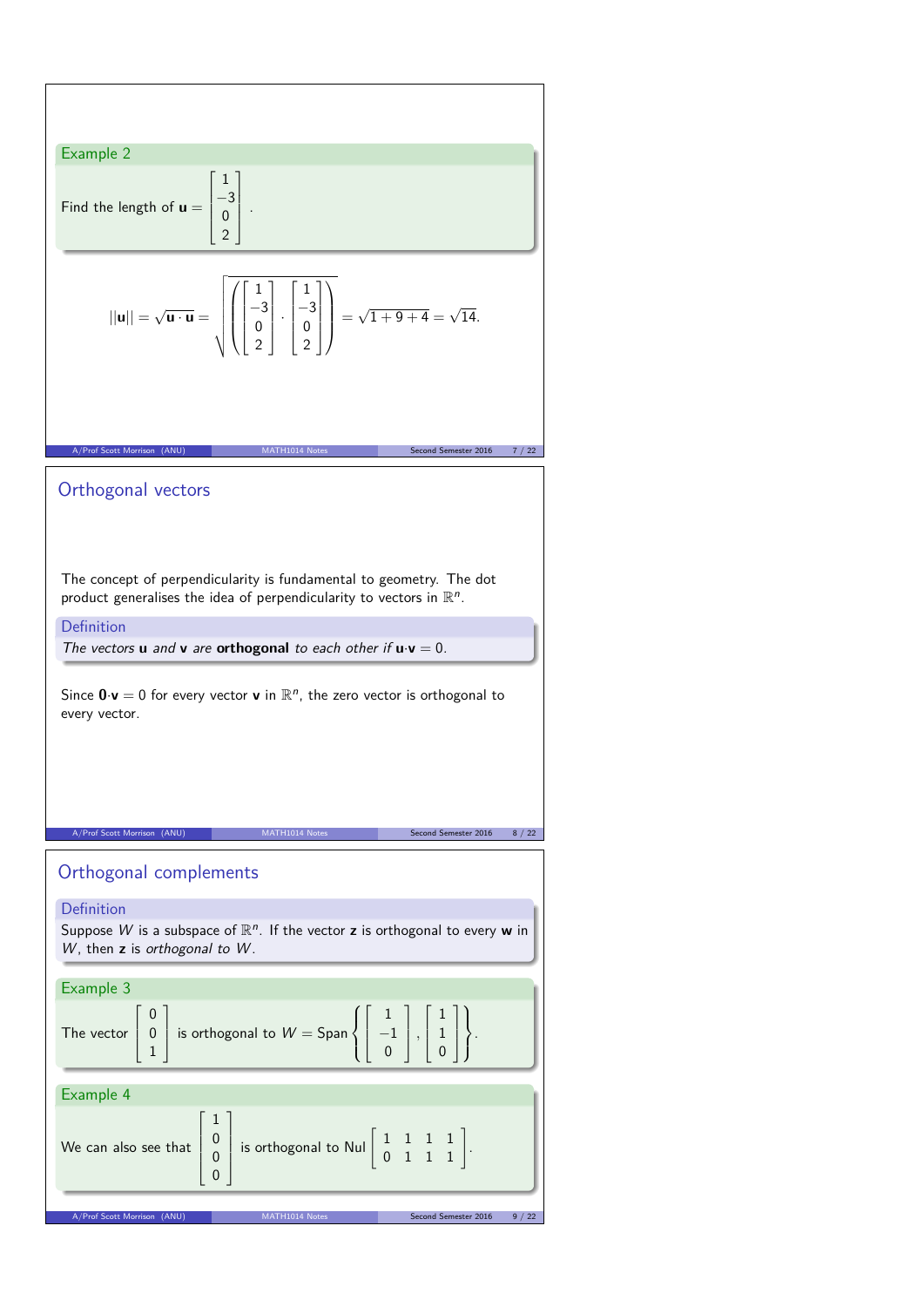**Example 2**

Find the length of $\mathbf{u} = \begin{bmatrix} 1 \\ -3 \\ 0 \\ 2 \end{bmatrix}$.

$$||\mathbf{u}|| = \sqrt{\mathbf{u} \cdot \mathbf{u}} = \sqrt{\left( \begin{bmatrix} 1 \\ -3 \\ 0 \\ 2 \end{bmatrix} \cdot \begin{bmatrix} 1 \\ -3 \\ 0 \\ 2 \end{bmatrix} \right)} = \sqrt{1+9+4} = \sqrt{14}.$$

## Orthogonal vectors

The concept of perpendicularity is fundamental to geometry. The dot product generalises the idea of perpendicularity to vectors in $\mathbb{R}^n$.

**Definition**

*The vectors* $\mathbf{u}$ *and* $\mathbf{v}$ *are* **orthogonal** *to each other if* $\mathbf{u} \cdot \mathbf{v} = 0$.

Since $\mathbf{0} \cdot \mathbf{v} = 0$ for every vector $\mathbf{v}$ in $\mathbb{R}^n$, the zero vector is orthogonal to every vector.

## Orthogonal complements

**Definition**

Suppose $W$ is a subspace of $\mathbb{R}^n$. If the vector $\mathbf{z}$ is orthogonal to every $\mathbf{w}$ in $W$, then $\mathbf{z}$ is *orthogonal to* $W$.

**Example 3**

The vector $\begin{bmatrix} 0 \\ 0 \\ 1 \end{bmatrix}$ is orthogonal to $W = \text{Span}\left\{ \begin{bmatrix} 1 \\ -1 \\ 0 \end{bmatrix}, \begin{bmatrix} 1 \\ 1 \\ 0 \end{bmatrix} \right\}$.

**Example 4**

We can also see that $\begin{bmatrix} 1 \\ 0 \\ 0 \\ 0 \end{bmatrix}$ is orthogonal to $\text{Nul} \begin{bmatrix} 1 & 1 & 1 & 1 \\ 0 & 1 & 1 & 1 \end{bmatrix}$.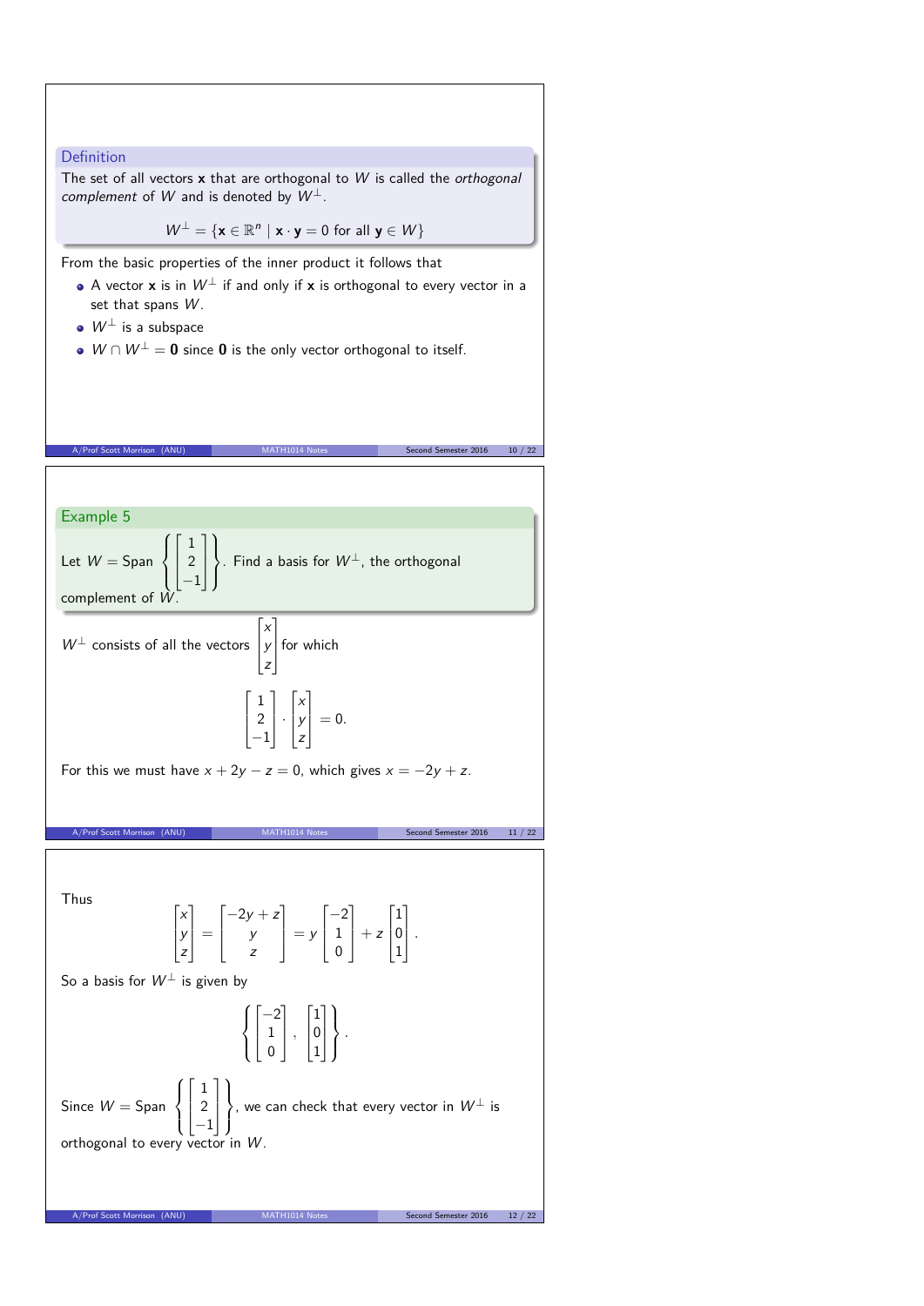### Definition

The set of all vectors $\mathbf{x}$ that are orthogonal to $W$ is called the *orthogonal complement* of $W$ and is denoted by $W^\perp$.

$$W^\perp = \{\mathbf{x} \in \mathbb{R}^n \mid \mathbf{x} \cdot \mathbf{y} = 0 \text{ for all } \mathbf{y} \in W\}$$

From the basic properties of the inner product it follows that

- A vector $\mathbf{x}$ is in $W^\perp$ if and only if $\mathbf{x}$ is orthogonal to every vector in a set that spans $W$.
- $W^\perp$ is a subspace
- $W \cap W^\perp = \mathbf{0}$ since $\mathbf{0}$ is the only vector orthogonal to itself.

### Example 5

Let $W = \text{Span}\left\{\begin{bmatrix}1\\2\\-1\end{bmatrix}\right\}$. Find a basis for $W^\perp$, the orthogonal complement of $W$.

$W^\perp$ consists of all the vectors $\begin{bmatrix}x\\y\\z\end{bmatrix}$ for which

$$\begin{bmatrix}1\\2\\-1\end{bmatrix} \cdot \begin{bmatrix}x\\y\\z\end{bmatrix} = 0.$$

For this we must have $x + 2y - z = 0$, which gives $x = -2y + z$.

Thus

$$\begin{bmatrix}x\\y\\z\end{bmatrix} = \begin{bmatrix}-2y+z\\y\\z\end{bmatrix} = y\begin{bmatrix}-2\\1\\0\end{bmatrix} + z\begin{bmatrix}1\\0\\1\end{bmatrix}.$$

So a basis for $W^\perp$ is given by

$$\left\{\begin{bmatrix}-2\\1\\0\end{bmatrix}, \begin{bmatrix}1\\0\\1\end{bmatrix}\right\}.$$

Since $W = \text{Span}\left\{\begin{bmatrix}1\\2\\-1\end{bmatrix}\right\}$, we can check that every vector in $W^\perp$ is orthogonal to every vector in $W$.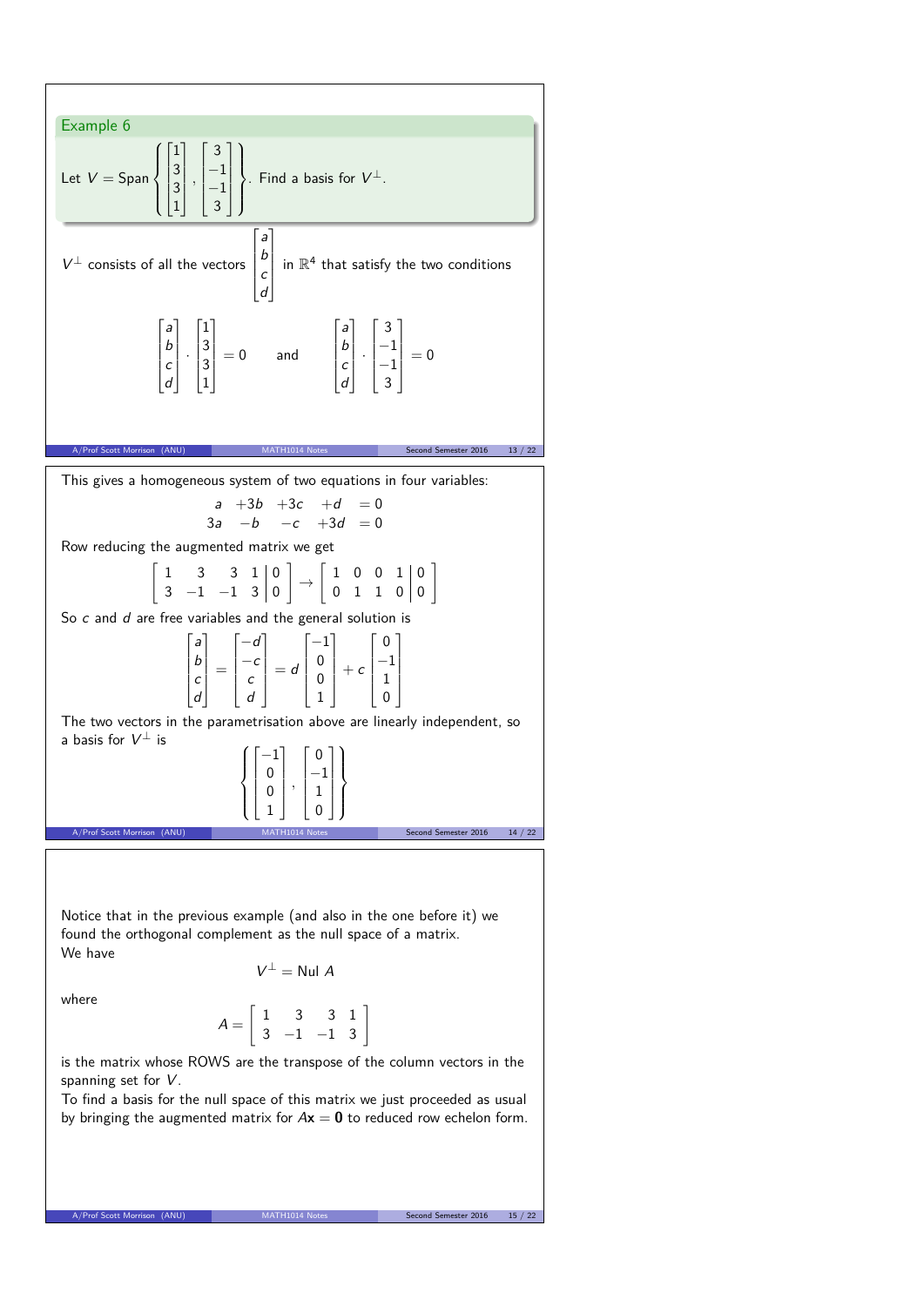### Example 6

Let $V = \text{Span}\left\{ \begin{bmatrix} 1 \\ 3 \\ 3 \\ 1 \end{bmatrix}, \begin{bmatrix} 3 \\ -1 \\ -1 \\ 3 \end{bmatrix} \right\}$. Find a basis for $V^\perp$.

$V^\perp$ consists of all the vectors $\begin{bmatrix} a \\ b \\ c \\ d \end{bmatrix}$ in $\mathbb{R}^4$ that satisfy the two conditions

$$\begin{bmatrix} a \\ b \\ c \\ d \end{bmatrix} \cdot \begin{bmatrix} 1 \\ 3 \\ 3 \\ 1 \end{bmatrix} = 0 \quad \text{and} \quad \begin{bmatrix} a \\ b \\ c \\ d \end{bmatrix} \cdot \begin{bmatrix} 3 \\ -1 \\ -1 \\ 3 \end{bmatrix} = 0$$

This gives a homogeneous system of two equations in four variables:

$$\begin{array}{rrrrl} a & +3b & +3c & +d & = 0 \\ 3a & -b & -c & +3d & = 0 \end{array}$$

Row reducing the augmented matrix we get

$$\left[\begin{array}{rrrr|r} 1 & 3 & 3 & 1 & 0 \\ 3 & -1 & -1 & 3 & 0 \end{array}\right] \rightarrow \left[\begin{array}{rrrr|r} 1 & 0 & 0 & 1 & 0 \\ 0 & 1 & 1 & 0 & 0 \end{array}\right]$$

So $c$ and $d$ are free variables and the general solution is

$$\begin{bmatrix} a \\ b \\ c \\ d \end{bmatrix} = \begin{bmatrix} -d \\ -c \\ c \\ d \end{bmatrix} = d \begin{bmatrix} -1 \\ 0 \\ 0 \\ 1 \end{bmatrix} + c \begin{bmatrix} 0 \\ -1 \\ 1 \\ 0 \end{bmatrix}$$

The two vectors in the parametrisation above are linearly independent, so a basis for $V^\perp$ is

$$\left\{ \begin{bmatrix} -1 \\ 0 \\ 0 \\ 1 \end{bmatrix}, \begin{bmatrix} 0 \\ -1 \\ 1 \\ 0 \end{bmatrix} \right\}$$

Notice that in the previous example (and also in the one before it) we found the orthogonal complement as the null space of a matrix.
We have

$$V^\perp = \text{Nul } A$$

where

$$A = \begin{bmatrix} 1 & 3 & 3 & 1 \\ 3 & -1 & -1 & 3 \end{bmatrix}$$

is the matrix whose ROWS are the transpose of the column vectors in the spanning set for $V$.
To find a basis for the null space of this matrix we just proceeded as usual by bringing the augmented matrix for $A\mathbf{x} = \mathbf{0}$ to reduced row echelon form.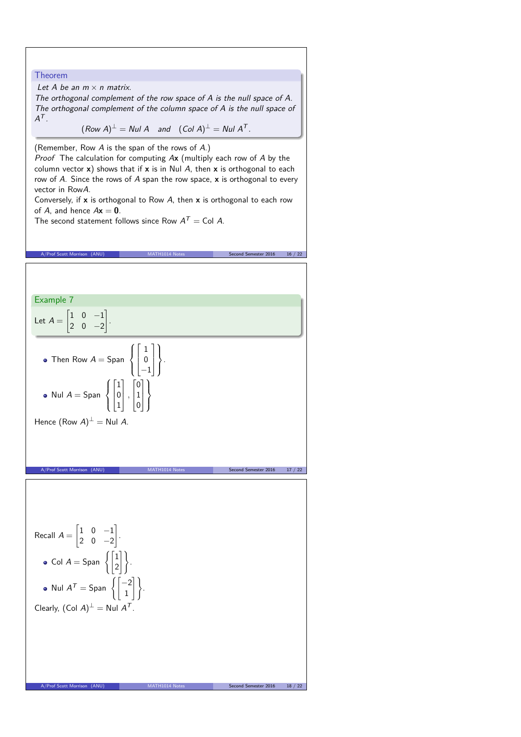### Theorem

*Let $A$ be an $m \times n$ matrix.*
*The orthogonal complement of the row space of $A$ is the null space of $A$. The orthogonal complement of the column space of $A$ is the null space of $A^T$.*

$$(Row\ A)^{\perp} = Nul\ A \quad \text{and} \quad (Col\ A)^{\perp} = Nul\ A^T.$$

(Remember, Row $A$ is the span of the rows of $A$.)

*Proof* The calculation for computing $A\mathbf{x}$ (multiply each row of $A$ by the column vector $\mathbf{x}$) shows that if $\mathbf{x}$ is in Nul $A$, then $\mathbf{x}$ is orthogonal to each row of $A$. Since the rows of $A$ span the row space, $\mathbf{x}$ is orthogonal to every vector in Row$A$.

Conversely, if $\mathbf{x}$ is orthogonal to Row $A$, then $\mathbf{x}$ is orthogonal to each row of $A$, and hence $A\mathbf{x} = \mathbf{0}$.

The second statement follows since Row $A^T$ = Col $A$.

### Example 7

Let $A = \begin{bmatrix} 1 & 0 & -1 \\ 2 & 0 & -2 \end{bmatrix}$.

- Then Row $A$ = Span $\left\{ \begin{bmatrix} 1 \\ 0 \\ -1 \end{bmatrix} \right\}$.
- Nul $A$ = Span $\left\{ \begin{bmatrix} 1 \\ 0 \\ 1 \end{bmatrix}, \begin{bmatrix} 0 \\ 1 \\ 0 \end{bmatrix} \right\}$

Hence $(\text{Row } A)^{\perp} = \text{Nul } A$.

Recall $A = \begin{bmatrix} 1 & 0 & -1 \\ 2 & 0 & -2 \end{bmatrix}$.

- Col $A$ = Span $\left\{ \begin{bmatrix} 1 \\ 2 \end{bmatrix} \right\}$.
- Nul $A^T$ = Span $\left\{ \begin{bmatrix} -2 \\ 1 \end{bmatrix} \right\}$.

Clearly, $(\text{Col } A)^{\perp} = \text{Nul } A^T$.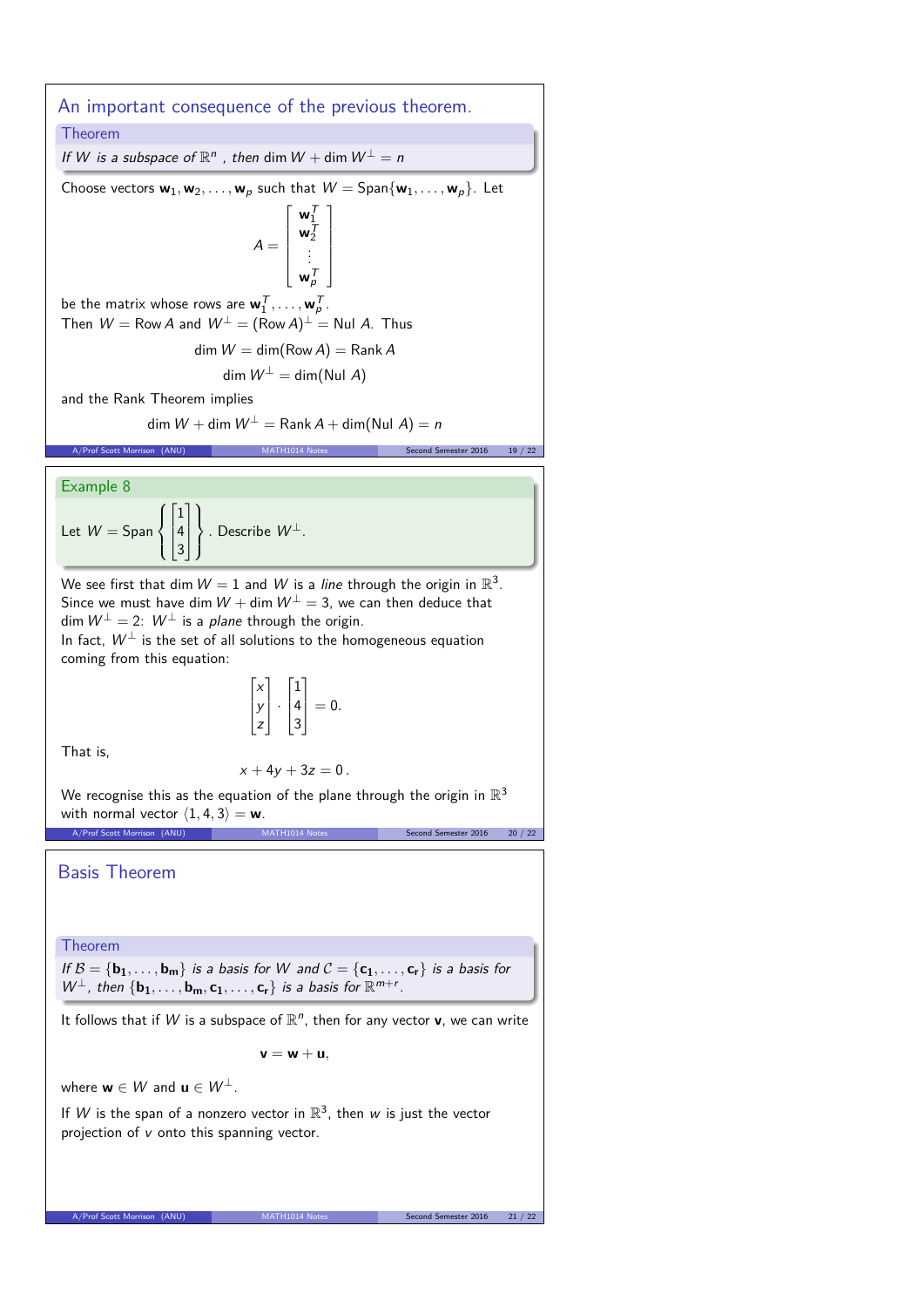## An important consequence of the previous theorem.

**Theorem**

*If $W$ is a subspace of $\mathbb{R}^n$, then $\dim W + \dim W^\perp = n$*

Choose vectors $\mathbf{w}_1, \mathbf{w}_2, \ldots, \mathbf{w}_p$ such that $W = \text{Span}\{\mathbf{w}_1, \ldots, \mathbf{w}_p\}$. Let

$$A = \begin{bmatrix} \mathbf{w}_1^T \\ \mathbf{w}_2^T \\ \vdots \\ \mathbf{w}_p^T \end{bmatrix}$$

be the matrix whose rows are $\mathbf{w}_1^T, \ldots, \mathbf{w}_p^T$.
Then $W = \text{Row}\, A$ and $W^\perp = (\text{Row}\, A)^\perp = \text{Nul}\ A$. Thus

$$\dim W = \dim(\text{Row}\, A) = \text{Rank}\, A$$

$$\dim W^\perp = \dim(\text{Nul}\ A)$$

and the Rank Theorem implies

$$\dim W + \dim W^\perp = \text{Rank}\, A + \dim(\text{Nul}\ A) = n$$

**Example 8**

Let $W = \text{Span}\left\{\begin{bmatrix} 1 \\ 4 \\ 3 \end{bmatrix}\right\}$. Describe $W^\perp$.

We see first that $\dim W = 1$ and $W$ is a *line* through the origin in $\mathbb{R}^3$.
Since we must have $\dim W + \dim W^\perp = 3$, we can then deduce that $\dim W^\perp = 2$: $W^\perp$ is a *plane* through the origin.
In fact, $W^\perp$ is the set of all solutions to the homogeneous equation coming from this equation:

$$\begin{bmatrix} x \\ y \\ z \end{bmatrix} \cdot \begin{bmatrix} 1 \\ 4 \\ 3 \end{bmatrix} = 0.$$

That is,

$$x + 4y + 3z = 0\,.$$

We recognise this as the equation of the plane through the origin in $\mathbb{R}^3$ with normal vector $\langle 1, 4, 3 \rangle = \mathbf{w}$.

## Basis Theorem

**Theorem**

*If $\mathcal{B} = \{\mathbf{b}_1, \ldots, \mathbf{b}_m\}$ is a basis for $W$ and $\mathcal{C} = \{\mathbf{c}_1, \ldots, \mathbf{c}_r\}$ is a basis for $W^\perp$, then $\{\mathbf{b}_1, \ldots, \mathbf{b}_m, \mathbf{c}_1, \ldots, \mathbf{c}_r\}$ is a basis for $\mathbb{R}^{m+r}$.*

It follows that if $W$ is a subspace of $\mathbb{R}^n$, then for any vector $\mathbf{v}$, we can write

$$\mathbf{v} = \mathbf{w} + \mathbf{u},$$

where $\mathbf{w} \in W$ and $\mathbf{u} \in W^\perp$.

If $W$ is the span of a nonzero vector in $\mathbb{R}^3$, then $w$ is just the vector projection of $v$ onto this spanning vector.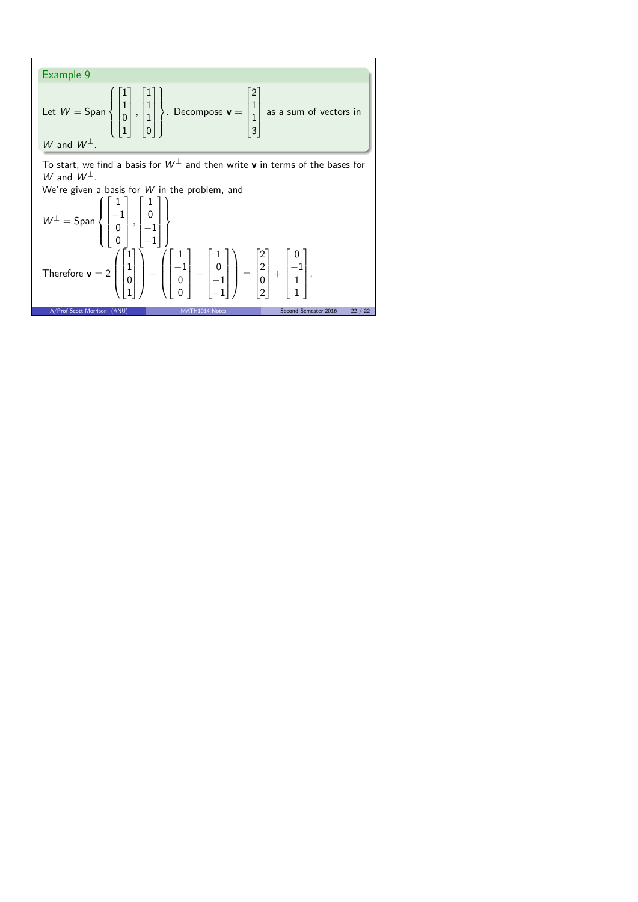## Example 9

Let $W = \text{Span}\left\{ \begin{bmatrix} 1 \\ 1 \\ 0 \\ 1 \end{bmatrix}, \begin{bmatrix} 1 \\ 1 \\ 1 \\ 0 \end{bmatrix} \right\}$. Decompose $\mathbf{v} = \begin{bmatrix} 2 \\ 1 \\ 1 \\ 3 \end{bmatrix}$ as a sum of vectors in $W$ and $W^\perp$.

To start, we find a basis for $W^\perp$ and then write $\mathbf{v}$ in terms of the bases for $W$ and $W^\perp$.

We're given a basis for $W$ in the problem, and

$$W^\perp = \text{Span}\left\{ \begin{bmatrix} 1 \\ -1 \\ 0 \\ 0 \end{bmatrix}, \begin{bmatrix} 1 \\ 0 \\ -1 \\ -1 \end{bmatrix} \right\}$$

Therefore $\mathbf{v} = 2\left( \begin{bmatrix} 1 \\ 1 \\ 0 \\ 1 \end{bmatrix} \right) + \left( \begin{bmatrix} 1 \\ -1 \\ 0 \\ 0 \end{bmatrix} - \begin{bmatrix} 1 \\ 0 \\ -1 \\ -1 \end{bmatrix} \right) = \begin{bmatrix} 2 \\ 2 \\ 0 \\ 2 \end{bmatrix} + \begin{bmatrix} 0 \\ -1 \\ 1 \\ 1 \end{bmatrix}.$